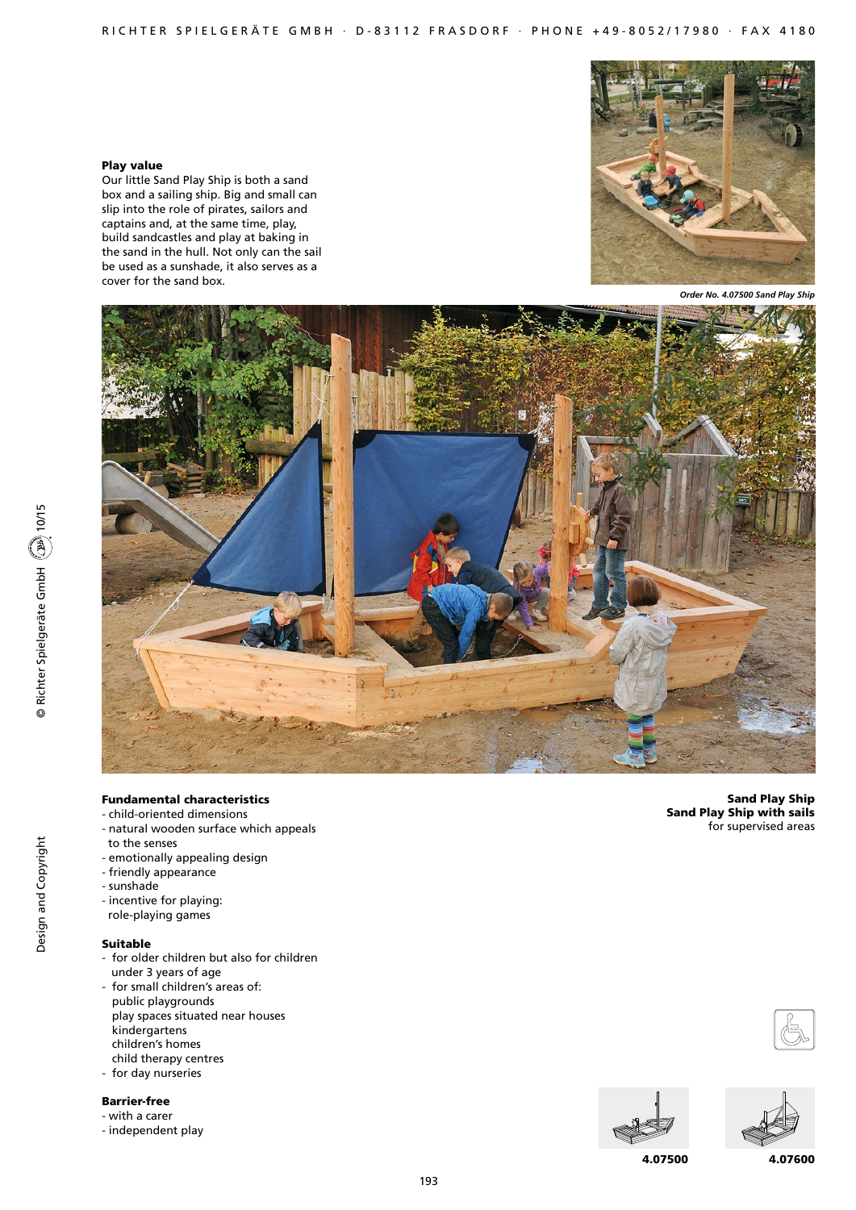**Play value**
Our little Sand Play Ship is both a sand box and a sailing ship. Big and small can slip into the role of pirates, sailors and captains and, at the same time, play, build sandcastles and play at baking in the sand in the hull. Not only can the sail be used as a sunshade, it also serves as a cover for the sand box.

*Order No. 4.07500 Sand Play Ship*

**Sand Play Ship**
**Sand Play Ship with sails**
for supervised areas

**Fundamental characteristics**
- child-oriented dimensions
- natural wooden surface which appeals to the senses
- emotionally appealing design
- friendly appearance
- sunshade
- incentive for playing: role-playing games

**Suitable**
- for older children but also for children under 3 years of age
- for small children's areas of:
  - public playgrounds
  - play spaces situated near houses
  - kindergartens
  - children's homes
  - child therapy centres
- for day nurseries

**Barrier-free**
- with a carer
- independent play

4.07500 4.07600

© Richter Spielgeräte GmbH 10/15

Design and Copyright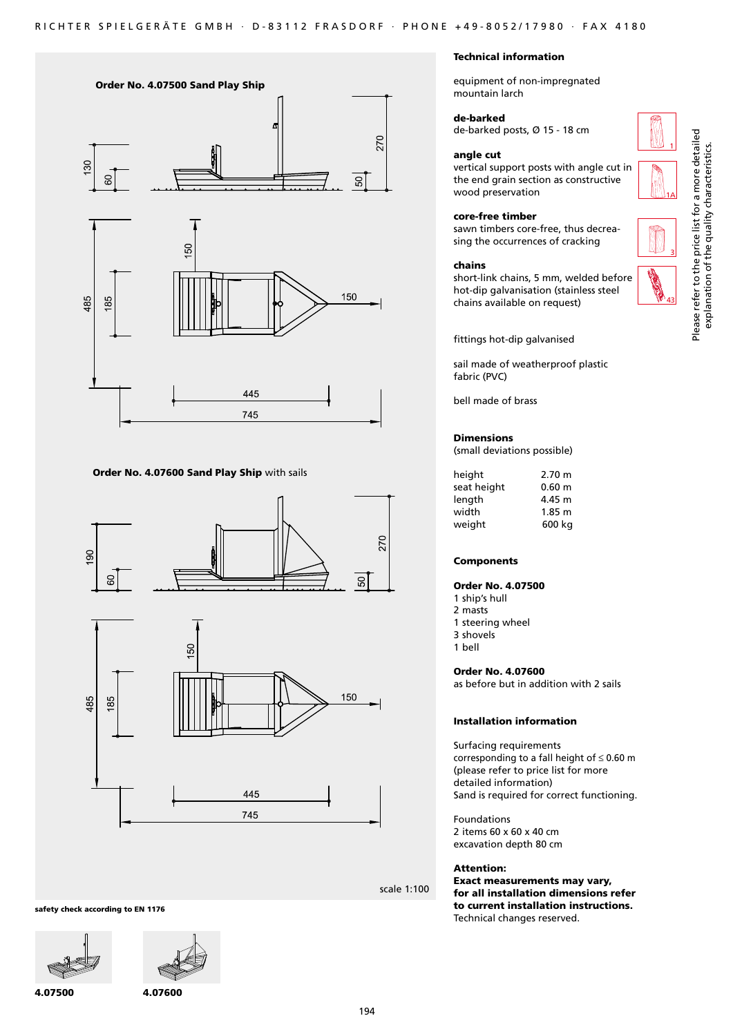**Order No. 4.07500 Sand Play Ship**

130
60
270
50
485
185
150
150
445
745

**Order No. 4.07600 Sand Play Ship** with sails

190
60
270
50
485
185
150
150
445
745

scale 1:100

**safety check according to EN 1176**

**4.07500**

**4.07600**

## Technical information

equipment of non-impregnated mountain larch

**de-barked**
de-barked posts, Ø 15 - 18 cm

**angle cut**
vertical support posts with angle cut in the end grain section as constructive wood preservation

**core-free timber**
sawn timbers core-free, thus decreasing the occurrences of cracking

**chains**
short-link chains, 5 mm, welded before hot-dip galvanisation (stainless steel chains available on request)

1
1A
3
43

fittings hot-dip galvanised

sail made of weatherproof plastic fabric (PVC)

bell made of brass

Please refer to the price list for a more detailed explanation of the quality characteristics.

## Dimensions

(small deviations possible)

| | |
|---|---|
| height | 2.70 m |
| seat height | 0.60 m |
| length | 4.45 m |
| width | 1.85 m |
| weight | 600 kg |

## Components

**Order No. 4.07500**
1 ship's hull
2 masts
1 steering wheel
3 shovels
1 bell

**Order No. 4.07600**
as before but in addition with 2 sails

## Installation information

Surfacing requirements corresponding to a fall height of ≤ 0.60 m (please refer to price list for more detailed information)
Sand is required for correct functioning.

Foundations
2 items 60 x 60 x 40 cm
excavation depth 80 cm

**Attention:**
**Exact measurements may vary, for all installation dimensions refer to current installation instructions.**
Technical changes reserved.